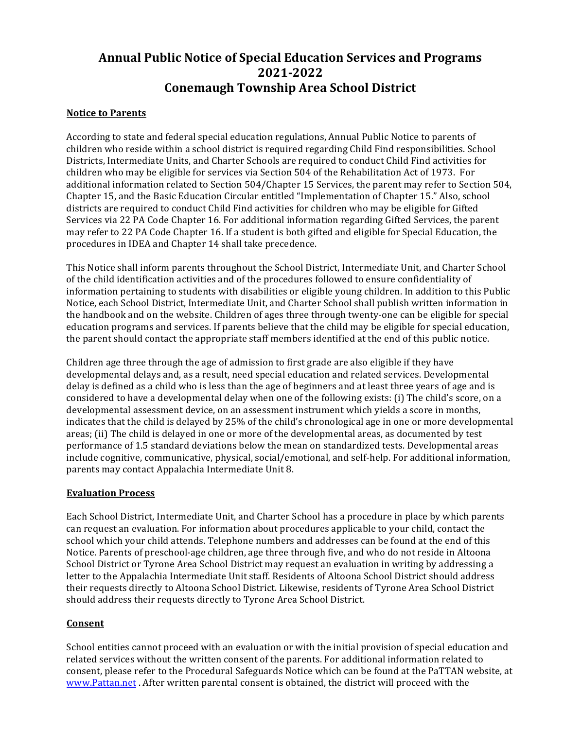# Annual Public Notice of Special Education Services and Programs 2021-2022 Conemaugh Township Area School District

## Notice to Parents

According to state and federal special education regulations, Annual Public Notice to parents of children who reside within a school district is required regarding Child Find responsibilities. School Districts, Intermediate Units, and Charter Schools are required to conduct Child Find activities for children who may be eligible for services via Section 504 of the Rehabilitation Act of 1973. For additional information related to Section 504/Chapter 15 Services, the parent may refer to Section 504, Chapter 15, and the Basic Education Circular entitled "Implementation of Chapter 15." Also, school districts are required to conduct Child Find activities for children who may be eligible for Gifted Services via 22 PA Code Chapter 16. For additional information regarding Gifted Services, the parent may refer to 22 PA Code Chapter 16. If a student is both gifted and eligible for Special Education, the procedures in IDEA and Chapter 14 shall take precedence.

This Notice shall inform parents throughout the School District, Intermediate Unit, and Charter School of the child identification activities and of the procedures followed to ensure confidentiality of information pertaining to students with disabilities or eligible young children. In addition to this Public Notice, each School District, Intermediate Unit, and Charter School shall publish written information in the handbook and on the website. Children of ages three through twenty-one can be eligible for special education programs and services. If parents believe that the child may be eligible for special education, the parent should contact the appropriate staff members identified at the end of this public notice.

Children age three through the age of admission to first grade are also eligible if they have developmental delays and, as a result, need special education and related services. Developmental delay is defined as a child who is less than the age of beginners and at least three years of age and is considered to have a developmental delay when one of the following exists: (i) The child's score, on a developmental assessment device, on an assessment instrument which yields a score in months, indicates that the child is delayed by 25% of the child's chronological age in one or more developmental areas; (ii) The child is delayed in one or more of the developmental areas, as documented by test performance of 1.5 standard deviations below the mean on standardized tests. Developmental areas include cognitive, communicative, physical, social/emotional, and self-help. For additional information, parents may contact Appalachia Intermediate Unit 8.

## Evaluation Process

Each School District, Intermediate Unit, and Charter School has a procedure in place by which parents can request an evaluation. For information about procedures applicable to your child, contact the school which your child attends. Telephone numbers and addresses can be found at the end of this Notice. Parents of preschool-age children, age three through five, and who do not reside in Altoona School District or Tyrone Area School District may request an evaluation in writing by addressing a letter to the Appalachia Intermediate Unit staff. Residents of Altoona School District should address their requests directly to Altoona School District. Likewise, residents of Tyrone Area School District should address their requests directly to Tyrone Area School District.

## Consent

School entities cannot proceed with an evaluation or with the initial provision of special education and related services without the written consent of the parents. For additional information related to consent, please refer to the Procedural Safeguards Notice which can be found at the PaTTAN website, at www.Pattan.net . After written parental consent is obtained, the district will proceed with the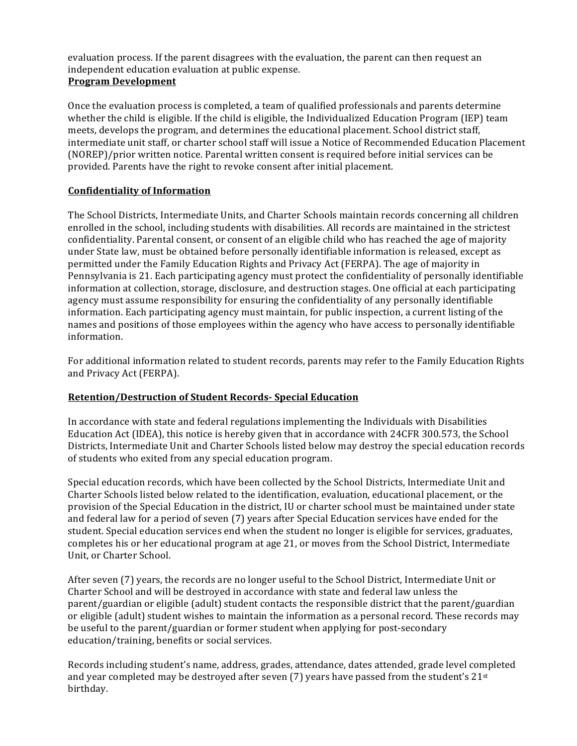evaluation process. If the parent disagrees with the evaluation, the parent can then request an independent education evaluation at public expense.

**Program Development**

Once the evaluation process is completed, a team of qualified professionals and parents determine whether the child is eligible. If the child is eligible, the Individualized Education Program (IEP) team meets, develops the program, and determines the educational placement. School district staff, intermediate unit staff, or charter school staff will issue a Notice of Recommended Education Placement (NOREP)/prior written notice. Parental written consent is required before initial services can be provided. Parents have the right to revoke consent after initial placement.

**Confidentiality of Information**

The School Districts, Intermediate Units, and Charter Schools maintain records concerning all children enrolled in the school, including students with disabilities. All records are maintained in the strictest confidentiality. Parental consent, or consent of an eligible child who has reached the age of majority under State law, must be obtained before personally identifiable information is released, except as permitted under the Family Education Rights and Privacy Act (FERPA). The age of majority in Pennsylvania is 21. Each participating agency must protect the confidentiality of personally identifiable information at collection, storage, disclosure, and destruction stages. One official at each participating agency must assume responsibility for ensuring the confidentiality of any personally identifiable information. Each participating agency must maintain, for public inspection, a current listing of the names and positions of those employees within the agency who have access to personally identifiable information.

For additional information related to student records, parents may refer to the Family Education Rights and Privacy Act (FERPA).

**Retention/Destruction of Student Records- Special Education**

In accordance with state and federal regulations implementing the Individuals with Disabilities Education Act (IDEA), this notice is hereby given that in accordance with 24CFR 300.573, the School Districts, Intermediate Unit and Charter Schools listed below may destroy the special education records of students who exited from any special education program.

Special education records, which have been collected by the School Districts, Intermediate Unit and Charter Schools listed below related to the identification, evaluation, educational placement, or the provision of the Special Education in the district, IU or charter school must be maintained under state and federal law for a period of seven (7) years after Special Education services have ended for the student. Special education services end when the student no longer is eligible for services, graduates, completes his or her educational program at age 21, or moves from the School District, Intermediate Unit, or Charter School.

After seven (7) years, the records are no longer useful to the School District, Intermediate Unit or Charter School and will be destroyed in accordance with state and federal law unless the parent/guardian or eligible (adult) student contacts the responsible district that the parent/guardian or eligible (adult) student wishes to maintain the information as a personal record. These records may be useful to the parent/guardian or former student when applying for post-secondary education/training, benefits or social services.

Records including student's name, address, grades, attendance, dates attended, grade level completed and year completed may be destroyed after seven (7) years have passed from the student's 21st birthday.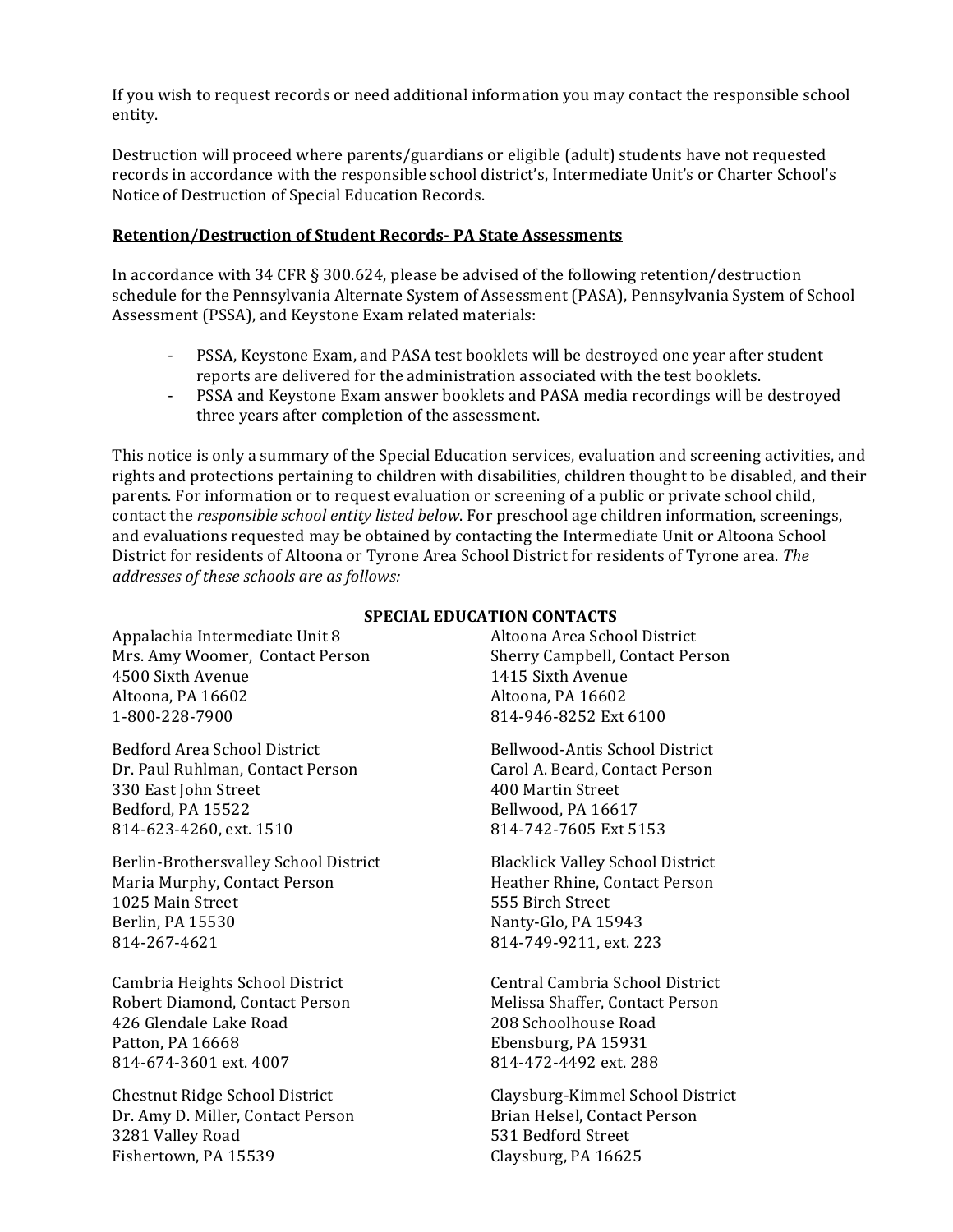If you wish to request records or need additional information you may contact the responsible school entity.

Destruction will proceed where parents/guardians or eligible (adult) students have not requested records in accordance with the responsible school district's, Intermediate Unit's or Charter School's Notice of Destruction of Special Education Records.

**Retention/Destruction of Student Records- PA State Assessments**

In accordance with 34 CFR § 300.624, please be advised of the following retention/destruction schedule for the Pennsylvania Alternate System of Assessment (PASA), Pennsylvania System of School Assessment (PSSA), and Keystone Exam related materials:

- PSSA, Keystone Exam, and PASA test booklets will be destroyed one year after student reports are delivered for the administration associated with the test booklets.
- PSSA and Keystone Exam answer booklets and PASA media recordings will be destroyed three years after completion of the assessment.

This notice is only a summary of the Special Education services, evaluation and screening activities, and rights and protections pertaining to children with disabilities, children thought to be disabled, and their parents. For information or to request evaluation or screening of a public or private school child, contact the *responsible school entity listed below*. For preschool age children information, screenings, and evaluations requested may be obtained by contacting the Intermediate Unit or Altoona School District for residents of Altoona or Tyrone Area School District for residents of Tyrone area. *The addresses of these schools are as follows:*

**SPECIAL EDUCATION CONTACTS**

Appalachia Intermediate Unit 8  
Mrs. Amy Woomer, Contact Person  
4500 Sixth Avenue  
Altoona, PA 16602  
1-800-228-7900

Altoona Area School District  
Sherry Campbell, Contact Person  
1415 Sixth Avenue  
Altoona, PA 16602  
814-946-8252 Ext 6100

Bedford Area School District  
Dr. Paul Ruhlman, Contact Person  
330 East John Street  
Bedford, PA 15522  
814-623-4260, ext. 1510

Bellwood-Antis School District  
Carol A. Beard, Contact Person  
400 Martin Street  
Bellwood, PA 16617  
814-742-7605 Ext 5153

Berlin-Brothersvalley School District  
Maria Murphy, Contact Person  
1025 Main Street  
Berlin, PA 15530  
814-267-4621

Blacklick Valley School District  
Heather Rhine, Contact Person  
555 Birch Street  
Nanty-Glo, PA 15943  
814-749-9211, ext. 223

Cambria Heights School District  
Robert Diamond, Contact Person  
426 Glendale Lake Road  
Patton, PA 16668  
814-674-3601 ext. 4007

Central Cambria School District  
Melissa Shaffer, Contact Person  
208 Schoolhouse Road  
Ebensburg, PA 15931  
814-472-4492 ext. 288

Chestnut Ridge School District  
Dr. Amy D. Miller, Contact Person  
3281 Valley Road  
Fishertown, PA 15539

Claysburg-Kimmel School District  
Brian Helsel, Contact Person  
531 Bedford Street  
Claysburg, PA 16625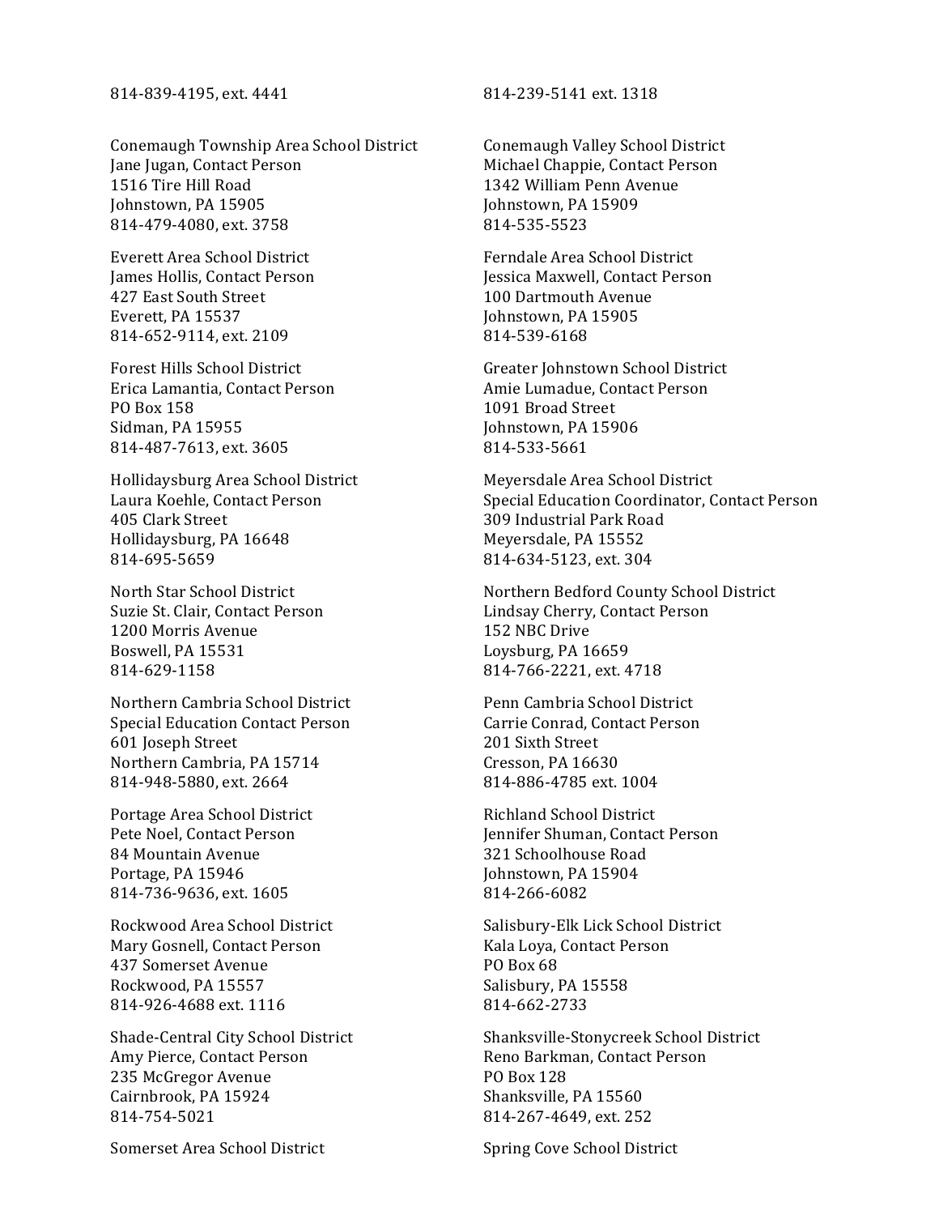814-839-4195, ext. 4441

814-239-5141 ext. 1318

Conemaugh Township Area School District
Jane Jugan, Contact Person
1516 Tire Hill Road
Johnstown, PA 15905
814-479-4080, ext. 3758

Conemaugh Valley School District
Michael Chappie, Contact Person
1342 William Penn Avenue
Johnstown, PA 15909
814-535-5523

Everett Area School District
James Hollis, Contact Person
427 East South Street
Everett, PA 15537
814-652-9114, ext. 2109

Ferndale Area School District
Jessica Maxwell, Contact Person
100 Dartmouth Avenue
Johnstown, PA 15905
814-539-6168

Forest Hills School District
Erica Lamantia, Contact Person
PO Box 158
Sidman, PA 15955
814-487-7613, ext. 3605

Greater Johnstown School District
Amie Lumadue, Contact Person
1091 Broad Street
Johnstown, PA 15906
814-533-5661

Hollidaysburg Area School District
Laura Koehle, Contact Person
405 Clark Street
Hollidaysburg, PA 16648
814-695-5659

Meyersdale Area School District
Special Education Coordinator, Contact Person
309 Industrial Park Road
Meyersdale, PA 15552
814-634-5123, ext. 304

North Star School District
Suzie St. Clair, Contact Person
1200 Morris Avenue
Boswell, PA 15531
814-629-1158

Northern Bedford County School District
Lindsay Cherry, Contact Person
152 NBC Drive
Loysburg, PA 16659
814-766-2221, ext. 4718

Northern Cambria School District
Special Education Contact Person
601 Joseph Street
Northern Cambria, PA 15714
814-948-5880, ext. 2664

Penn Cambria School District
Carrie Conrad, Contact Person
201 Sixth Street
Cresson, PA 16630
814-886-4785 ext. 1004

Portage Area School District
Pete Noel, Contact Person
84 Mountain Avenue
Portage, PA 15946
814-736-9636, ext. 1605

Richland School District
Jennifer Shuman, Contact Person
321 Schoolhouse Road
Johnstown, PA 15904
814-266-6082

Rockwood Area School District
Mary Gosnell, Contact Person
437 Somerset Avenue
Rockwood, PA 15557
814-926-4688 ext. 1116

Salisbury-Elk Lick School District
Kala Loya, Contact Person
PO Box 68
Salisbury, PA 15558
814-662-2733

Shade-Central City School District
Amy Pierce, Contact Person
235 McGregor Avenue
Cairnbrook, PA 15924
814-754-5021

Shanksville-Stonycreek School District
Reno Barkman, Contact Person
PO Box 128
Shanksville, PA 15560
814-267-4649, ext. 252

Somerset Area School District

Spring Cove School District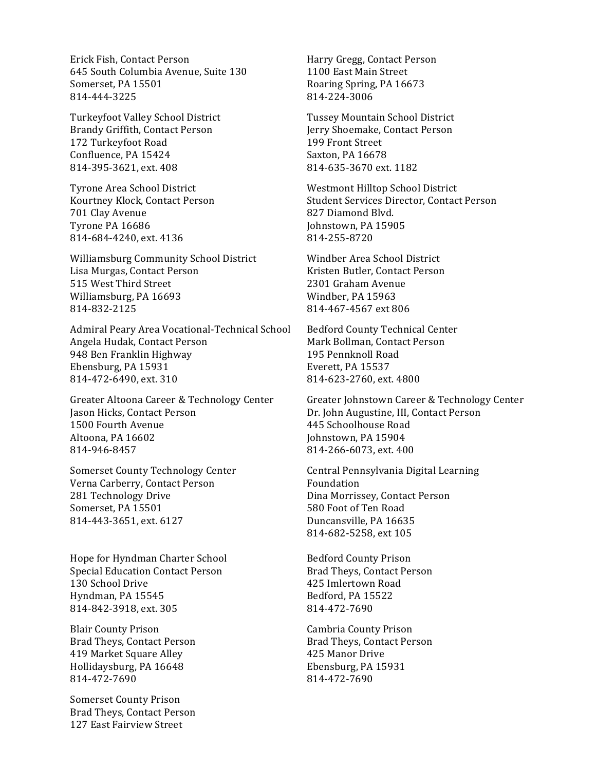Erick Fish, Contact Person
645 South Columbia Avenue, Suite 130
Somerset, PA 15501
814-444-3225

Harry Gregg, Contact Person
1100 East Main Street
Roaring Spring, PA 16673
814-224-3006

Turkeyfoot Valley School District
Brandy Griffith, Contact Person
172 Turkeyfoot Road
Confluence, PA 15424
814-395-3621, ext. 408

Tussey Mountain School District
Jerry Shoemake, Contact Person
199 Front Street
Saxton, PA 16678
814-635-3670 ext. 1182

Tyrone Area School District
Kourtney Klock, Contact Person
701 Clay Avenue
Tyrone PA 16686
814-684-4240, ext. 4136

Westmont Hilltop School District
Student Services Director, Contact Person
827 Diamond Blvd.
Johnstown, PA 15905
814-255-8720

Williamsburg Community School District
Lisa Murgas, Contact Person
515 West Third Street
Williamsburg, PA 16693
814-832-2125

Windber Area School District
Kristen Butler, Contact Person
2301 Graham Avenue
Windber, PA 15963
814-467-4567 ext 806

Admiral Peary Area Vocational-Technical School
Angela Hudak, Contact Person
948 Ben Franklin Highway
Ebensburg, PA 15931
814-472-6490, ext. 310

Bedford County Technical Center
Mark Bollman, Contact Person
195 Pennknoll Road
Everett, PA 15537
814-623-2760, ext. 4800

Greater Altoona Career & Technology Center
Jason Hicks, Contact Person
1500 Fourth Avenue
Altoona, PA 16602
814-946-8457

Greater Johnstown Career & Technology Center
Dr. John Augustine, III, Contact Person
445 Schoolhouse Road
Johnstown, PA 15904
814-266-6073, ext. 400

Somerset County Technology Center
Verna Carberry, Contact Person
281 Technology Drive
Somerset, PA 15501
814-443-3651, ext. 6127

Central Pennsylvania Digital Learning Foundation
Dina Morrissey, Contact Person
580 Foot of Ten Road
Duncansville, PA 16635
814-682-5258, ext 105

Hope for Hyndman Charter School
Special Education Contact Person
130 School Drive
Hyndman, PA 15545
814-842-3918, ext. 305

Bedford County Prison
Brad Theys, Contact Person
425 Imlertown Road
Bedford, PA 15522
814-472-7690

Blair County Prison
Brad Theys, Contact Person
419 Market Square Alley
Hollidaysburg, PA 16648
814-472-7690

Cambria County Prison
Brad Theys, Contact Person
425 Manor Drive
Ebensburg, PA 15931
814-472-7690

Somerset County Prison
Brad Theys, Contact Person
127 East Fairview Street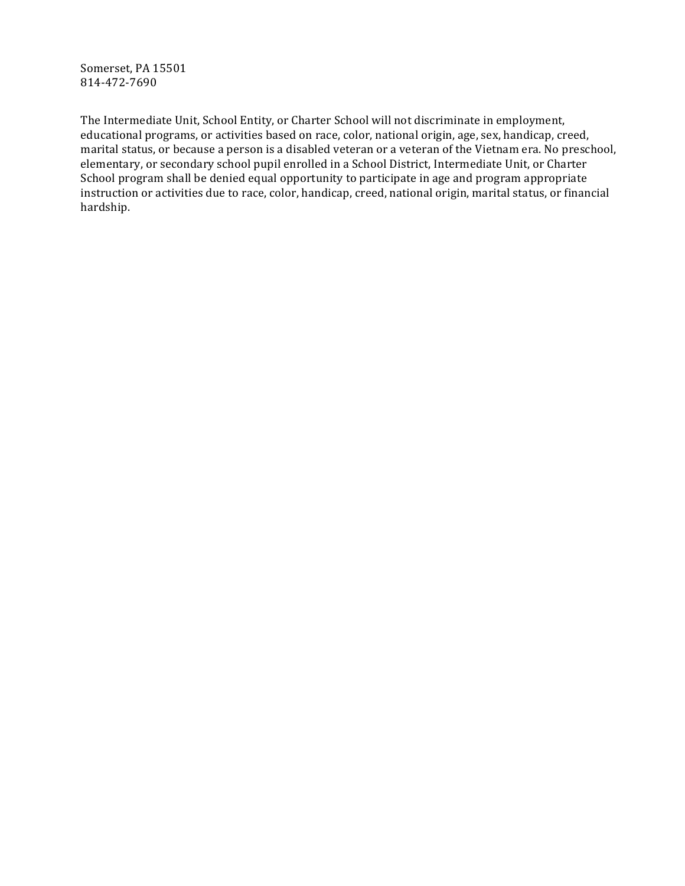Somerset, PA 15501
814-472-7690

The Intermediate Unit, School Entity, or Charter School will not discriminate in employment, educational programs, or activities based on race, color, national origin, age, sex, handicap, creed, marital status, or because a person is a disabled veteran or a veteran of the Vietnam era. No preschool, elementary, or secondary school pupil enrolled in a School District, Intermediate Unit, or Charter School program shall be denied equal opportunity to participate in age and program appropriate instruction or activities due to race, color, handicap, creed, national origin, marital status, or financial hardship.